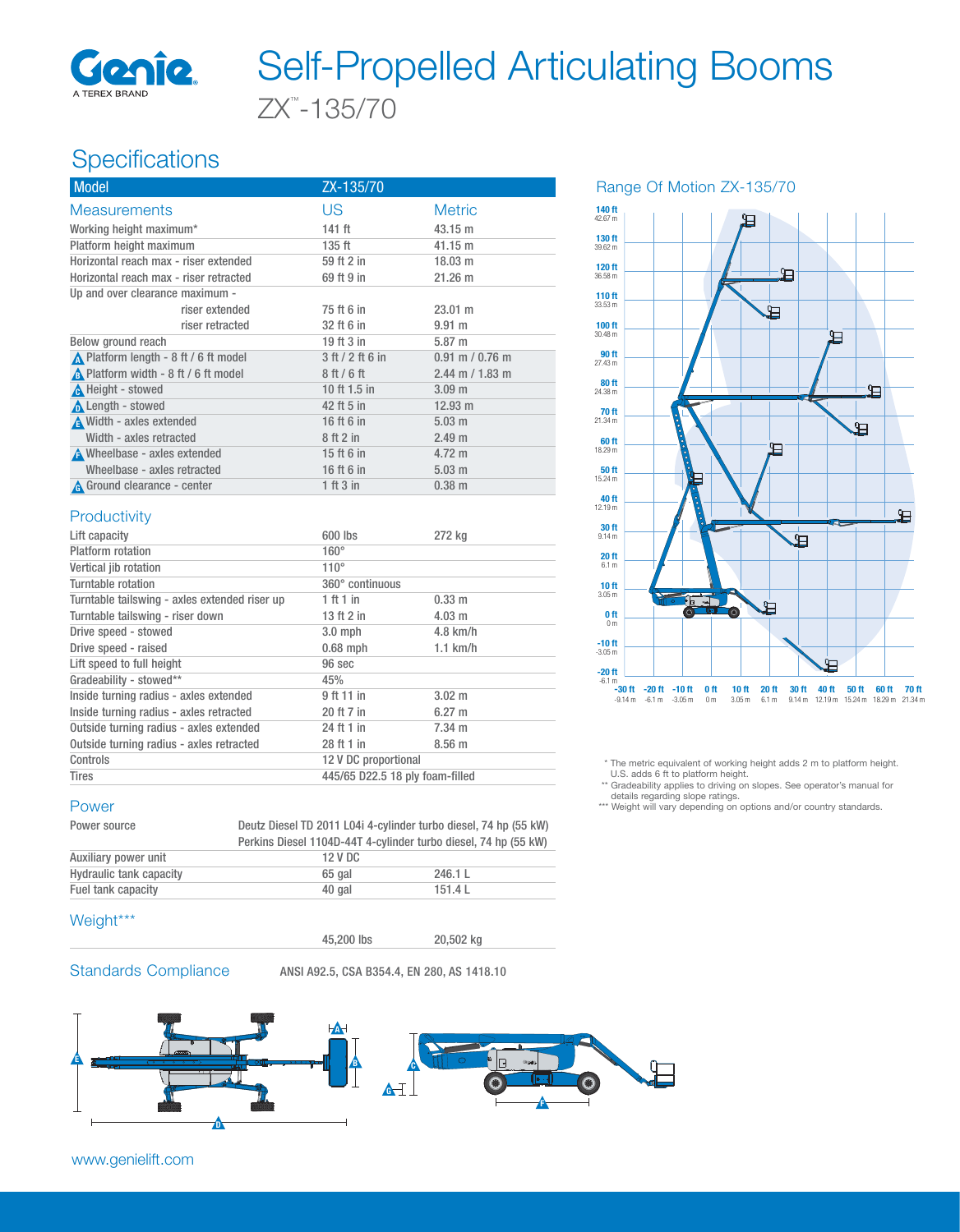# Self-Propelled Articulating Booms

ZX™-135/70

## Specifications

| Model | ZX-135/70 | |
|---|---|---|
| **Measurements** | **US** | **Metric** |
| Working height maximum* | 141 ft | 43.15 m |
| Platform height maximum | 135 ft | 41.15 m |
| Horizontal reach max - riser extended | 59 ft 2 in | 18.03 m |
| Horizontal reach max - riser retracted | 69 ft 9 in | 21.26 m |
| Up and over clearance maximum - | | |
| riser extended | 75 ft 6 in | 23.01 m |
| riser retracted | 32 ft 6 in | 9.91 m |
| Below ground reach | 19 ft 3 in | 5.87 m |
| A Platform length - 8 ft / 6 ft model | 3 ft / 2 ft 6 in | 0.91 m / 0.76 m |
| B Platform width - 8 ft / 6 ft model | 8 ft / 6 ft | 2.44 m / 1.83 m |
| C Height - stowed | 10 ft 1.5 in | 3.09 m |
| D Length - stowed | 42 ft 5 in | 12.93 m |
| E Width - axles extended | 16 ft 6 in | 5.03 m |
| Width - axles retracted | 8 ft 2 in | 2.49 m |
| F Wheelbase - axles extended | 15 ft 6 in | 4.72 m |
| Wheelbase - axles retracted | 16 ft 6 in | 5.03 m |
| G Ground clearance - center | 1 ft 3 in | 0.38 m |

### Productivity

| | | |
|---|---|---|
| Lift capacity | 600 lbs | 272 kg |
| Platform rotation | 160° | |
| Vertical jib rotation | 110° | |
| Turntable rotation | 360° continuous | |
| Turntable tailswing - axles extended riser up | 1 ft 1 in | 0.33 m |
| Turntable tailswing - riser down | 13 ft 2 in | 4.03 m |
| Drive speed - stowed | 3.0 mph | 4.8 km/h |
| Drive speed - raised | 0.68 mph | 1.1 km/h |
| Lift speed to full height | 96 sec | |
| Gradeability - stowed** | 45% | |
| Inside turning radius - axles extended | 9 ft 11 in | 3.02 m |
| Inside turning radius - axles retracted | 20 ft 7 in | 6.27 m |
| Outside turning radius - axles extended | 24 ft 1 in | 7.34 m |
| Outside turning radius - axles retracted | 28 ft 1 in | 8.56 m |
| Controls | 12 V DC proportional | |
| Tires | 445/65 D22.5 18 ply foam-filled | |

### Power

| | | |
|---|---|---|
| Power source | Deutz Diesel TD 2011 L04i 4-cylinder turbo diesel, 74 hp (55 kW) | |
| | Perkins Diesel 1104D-44T 4-cylinder turbo diesel, 74 hp (55 kW) | |
| Auxiliary power unit | 12 V DC | |
| Hydraulic tank capacity | 65 gal | 246.1 L |
| Fuel tank capacity | 40 gal | 151.4 L |

### Weight***

| | |
|---|---|
| 45,200 lbs | 20,502 kg |

### Standards Compliance

ANSI A92.5, CSA B354.4, EN 280, AS 1418.10

## Range Of Motion ZX-135/70

\* The metric equivalent of working height adds 2 m to platform height. U.S. adds 6 ft to platform height.

\*\* Gradeability applies to driving on slopes. See operator's manual for details regarding slope ratings.

\*\*\* Weight will vary depending on options and/or country standards.

www.genielift.com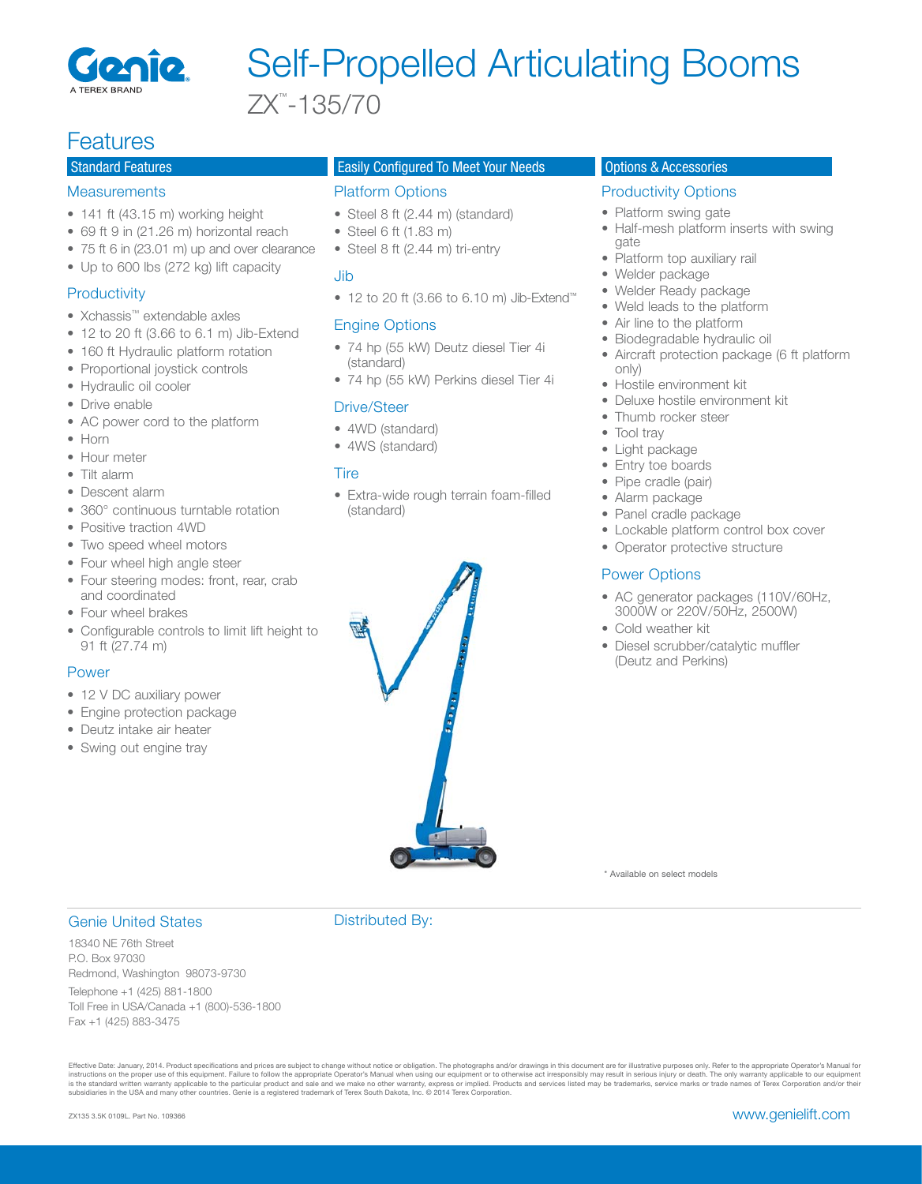Genie®
A TEREX BRAND

# Self-Propelled Articulating Booms

ZX™-135/70

## Features

### Standard Features

#### Measurements

- 141 ft (43.15 m) working height
- 69 ft 9 in (21.26 m) horizontal reach
- 75 ft 6 in (23.01 m) up and over clearance
- Up to 600 lbs (272 kg) lift capacity

#### Productivity

- Xchassis™ extendable axles
- 12 to 20 ft (3.66 to 6.1 m) Jib-Extend
- 160 ft Hydraulic platform rotation
- Proportional joystick controls
- Hydraulic oil cooler
- Drive enable
- AC power cord to the platform
- Horn
- Hour meter
- Tilt alarm
- Descent alarm
- 360° continuous turntable rotation
- Positive traction 4WD
- Two speed wheel motors
- Four wheel high angle steer
- Four steering modes: front, rear, crab and coordinated
- Four wheel brakes
- Configurable controls to limit lift height to 91 ft (27.74 m)

#### Power

- 12 V DC auxiliary power
- Engine protection package
- Deutz intake air heater
- Swing out engine tray

### Easily Configured To Meet Your Needs

#### Platform Options

- Steel 8 ft (2.44 m) (standard)
- Steel 6 ft (1.83 m)
- Steel 8 ft (2.44 m) tri-entry

#### Jib

- 12 to 20 ft (3.66 to 6.10 m) Jib-Extend™

#### Engine Options

- 74 hp (55 kW) Deutz diesel Tier 4i (standard)
- 74 hp (55 kW) Perkins diesel Tier 4i

#### Drive/Steer

- 4WD (standard)
- 4WS (standard)

#### Tire

- Extra-wide rough terrain foam-filled (standard)

### Options & Accessories

#### Productivity Options

- Platform swing gate
- Half-mesh platform inserts with swing gate
- Platform top auxiliary rail
- Welder package
- Welder Ready package
- Weld leads to the platform
- Air line to the platform
- Biodegradable hydraulic oil
- Aircraft protection package (6 ft platform only)
- Hostile environment kit
- Deluxe hostile environment kit
- Thumb rocker steer
- Tool tray
- Light package
- Entry toe boards
- Pipe cradle (pair)
- Alarm package
- Panel cradle package
- Lockable platform control box cover
- Operator protective structure

#### Power Options

- AC generator packages (110V/60Hz, 3000W or 220V/50Hz, 2500W)
- Cold weather kit
- Diesel scrubber/catalytic muffler (Deutz and Perkins)

\* Available on select models

#### Genie United States

18340 NE 76th Street
P.O. Box 97030
Redmond, Washington 98073-9730
Telephone +1 (425) 881-1800
Toll Free in USA/Canada +1 (800)-536-1800
Fax +1 (425) 883-3475

#### Distributed By:

Effective Date: January, 2014. Product specifications and prices are subject to change without notice or obligation. The photographs and/or drawings in this document are for illustrative purposes only. Refer to the appropriate Operator's Manual for instructions on the proper use of this equipment. Failure to follow the appropriate Operator's Manual when using our equipment or to otherwise act irresponsibly may result in serious injury or death. The only warranty applicable to our equipment is the standard written warranty applicable to the particular product and sale and we make no other warranty, express or implied. Products and services listed may be trademarks, service marks or trade names of Terex Corporation and/or their subsidiaries in the USA and many other countries. Genie is a registered trademark of Terex South Dakota, Inc. © 2014 Terex Corporation.

ZX135 3.5K 0109L. Part No. 109366

www.genielift.com